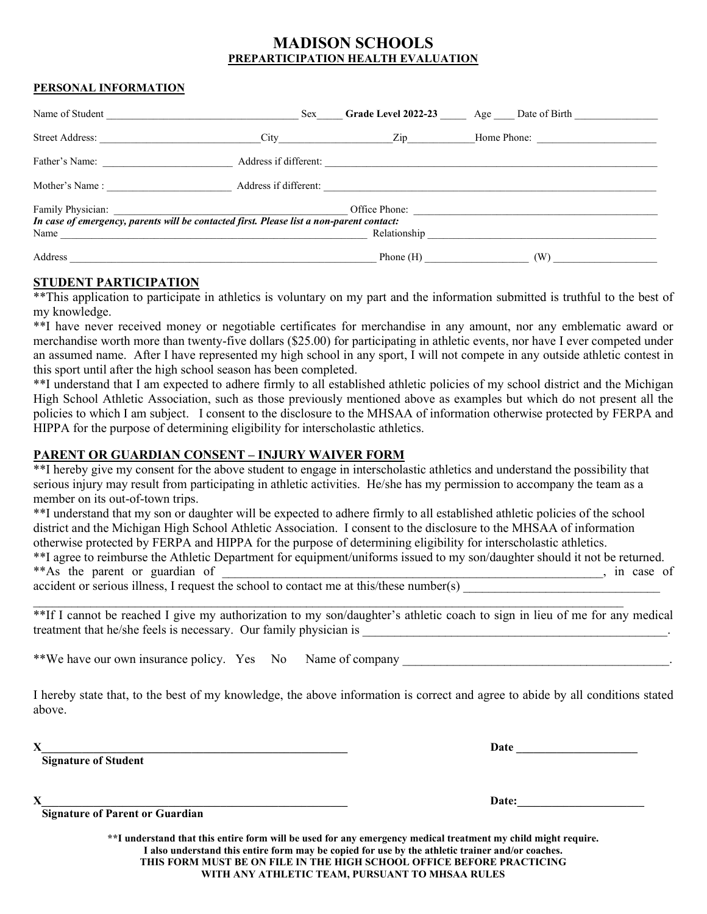# MADISON SCHOOLS

## PREPARTICIPATION HEALTH EVALUATION

**PERSONAL INFORMATION**

Name of Student _____________________________________ Sex_____ **Grade Level 2022-23** _____ Age ____ Date of Birth ________________

Street Address: ______________________________City______________________Zip____________Home Phone: _______________________

Father's Name: _________________________ Address if different: ______________________________________________________________

Mother's Name : _________________________ Address if different: ______________________________________________________________

Family Physician: ____________________________________________ Office Phone: _______________________________________________

*In case of emergency, parents will be contacted first. Please list a non-parent contact:*

Name ________________________________________________________________ Relationship _____________________________________________

Address ______________________________________________________________ Phone (H) ____________________ (W) ____________________

## STUDENT PARTICIPATION

**This application to participate in athletics is voluntary on my part and the information submitted is truthful to the best of my knowledge.

**I have never received money or negotiable certificates for merchandise in any amount, nor any emblematic award or merchandise worth more than twenty-five dollars ($25.00) for participating in athletic events, nor have I ever competed under an assumed name. After I have represented my high school in any sport, I will not compete in any outside athletic contest in this sport until after the high school season has been completed.

**I understand that I am expected to adhere firmly to all established athletic policies of my school district and the Michigan High School Athletic Association, such as those previously mentioned above as examples but which do not present all the policies to which I am subject. I consent to the disclosure to the MHSAA of information otherwise protected by FERPA and HIPPA for the purpose of determining eligibility for interscholastic athletics.

## PARENT OR GUARDIAN CONSENT – INJURY WAIVER FORM

**I hereby give my consent for the above student to engage in interscholastic athletics and understand the possibility that serious injury may result from participating in athletic activities. He/she has my permission to accompany the team as a member on its out-of-town trips.

**I understand that my son or daughter will be expected to adhere firmly to all established athletic policies of the school district and the Michigan High School Athletic Association. I consent to the disclosure to the MHSAA of information otherwise protected by FERPA and HIPPA for the purpose of determining eligibility for interscholastic athletics.

**I agree to reimburse the Athletic Department for equipment/uniforms issued to my son/daughter should it not be returned.

**As the parent or guardian of _________________________________________________________________, in case of accident or serious illness, I request the school to contact me at this/these number(s) ________________________________

_____________________________________________________________________________________________________

**If I cannot be reached I give my authorization to my son/daughter's athletic coach to sign in lieu of me for any medical treatment that he/she feels is necessary. Our family physician is ___________________________________________________.

**We have our own insurance policy. Yes No Name of company _____________________________________________.

I hereby state that, to the best of my knowledge, the above information is correct and agree to abide by all conditions stated above.

X______________________________________________________ **Date** ______________________

**Signature of Student**

X______________________________________________________ **Date:**______________________

**Signature of Parent or Guardian**

**\*\*I understand that this entire form will be used for any emergency medical treatment my child might require.**
**I also understand this entire form may be copied for use by the athletic trainer and/or coaches.**
**THIS FORM MUST BE ON FILE IN THE HIGH SCHOOL OFFICE BEFORE PRACTICING**
**WITH ANY ATHLETIC TEAM, PURSUANT TO MHSAA RULES**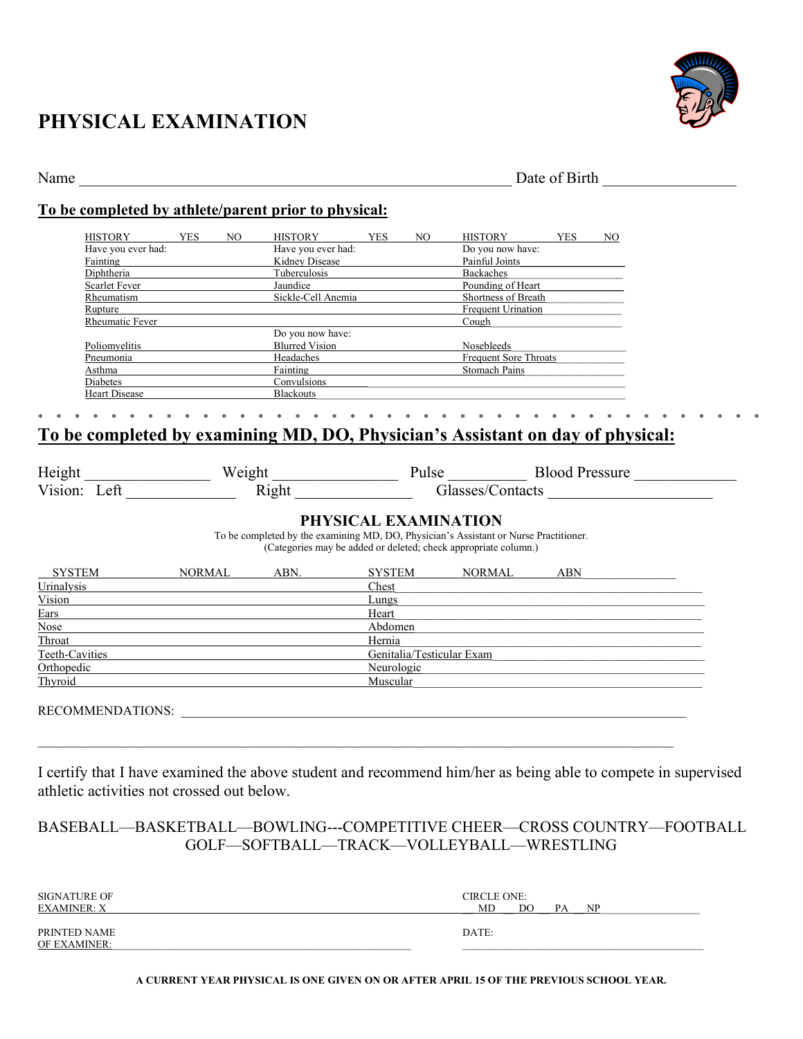# PHYSICAL EXAMINATION

Name ____________________________________________________________ Date of Birth __________________

**To be completed by athlete/parent prior to physical:**

| HISTORY | YES | NO | HISTORY | YES | NO | HISTORY | YES | NO |
|---|---|---|---|---|---|---|---|---|
| Have you ever had: | | | Have you ever had: | | | Do you now have: | | |
| Fainting | | | Kidney Disease | | | Painful Joints | | |
| Diphtheria | | | Tuberculosis | | | Backaches | | |
| Scarlet Fever | | | Jaundice | | | Pounding of Heart | | |
| Rheumatism | | | Sickle-Cell Anemia | | | Shortness of Breath | | |
| Rupture | | | | | | Frequent Urination | | |
| Rheumatic Fever | | | | | | Cough | | |
| | | | Do you now have: | | | | | |
| Poliomyelitis | | | Blurred Vision | | | Nosebleeds | | |
| Pneumonia | | | Headaches | | | Frequent Sore Throats | | |
| Asthma | | | Fainting | | | Stomach Pains | | |
| Diabetes | | | Convulsions | | | | | |
| Heart Disease | | | Blackouts | | | | | |

* * * * * * * * * * * * * * * * * * * * * * * * * * * * * * * * * * * * * * * * *

**To be completed by examining MD, DO, Physician's Assistant on day of physical:**

Height ________________ Weight ________________ Pulse __________ Blood Pressure _____________

Vision: Left ______________ Right _______________ Glasses/Contacts _____________________

## PHYSICAL EXAMINATION

To be completed by the examining MD, DO, Physician's Assistant or Nurse Practitioner.
(Categories may be added or deleted; check appropriate column.)

| SYSTEM | NORMAL | ABN. | SYSTEM | NORMAL | ABN |
|---|---|---|---|---|---|
| Urinalysis | | | Chest | | |
| Vision | | | Lungs | | |
| Ears | | | Heart | | |
| Nose | | | Abdomen | | |
| Throat | | | Hernia | | |
| Teeth-Cavities | | | Genitalia/Testicular Exam | | |
| Orthopedic | | | Neurologic | | |
| Thyroid | | | Muscular | | |

RECOMMENDATIONS: ______________________________________________________________________________

______________________________________________________________________________________________

I certify that I have examined the above student and recommend him/her as being able to compete in supervised athletic activities not crossed out below.

BASEBALL—BASKETBALL—BOWLING---COMPETITIVE CHEER—CROSS COUNTRY—FOOTBALL
GOLF—SOFTBALL—TRACK—VOLLEYBALL—WRESTLING

SIGNATURE OF EXAMINER: X ____________________________________________ CIRCLE ONE: __ MD __ DO __ PA __ NP

PRINTED NAME OF EXAMINER: ____________________________________________ DATE: ____________________

**A CURRENT YEAR PHYSICAL IS ONE GIVEN ON OR AFTER APRIL 15 OF THE PREVIOUS SCHOOL YEAR.**